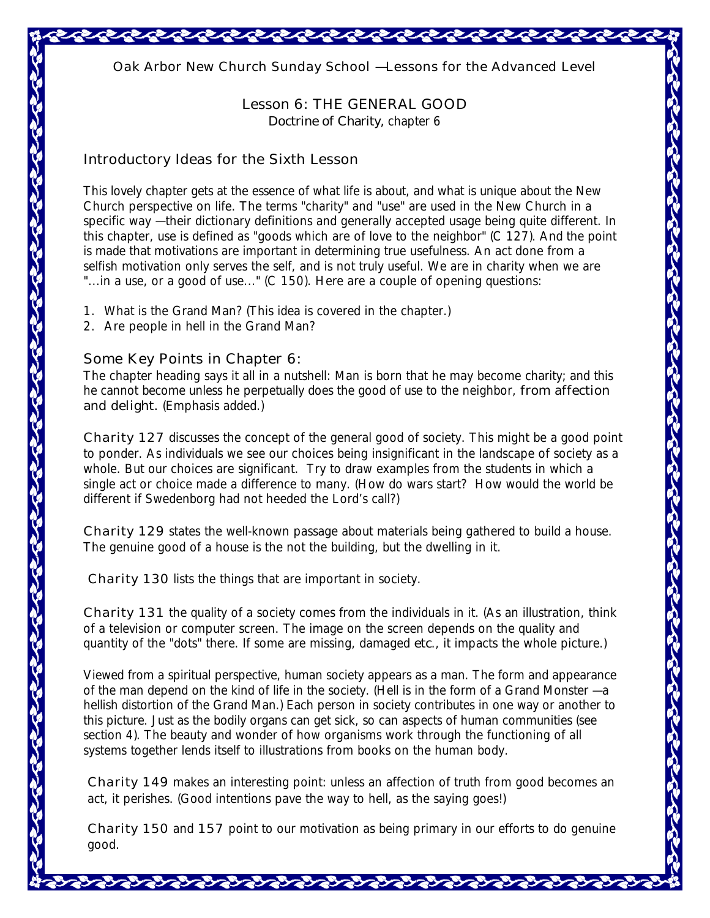Oak Arbor New Church Sunday School —Lessons for the Advanced Level

# Lesson 6: THE GENERAL GOOD

Doctrine of Charity, chapter 6

## Introductory Ideas for the Sixth Lesson

This lovely chapter gets at the essence of what life is about, and what is unique about the New Church perspective on life. The terms "charity" and "use" are used in the New Church in a specific way —their dictionary definitions and generally accepted usage being quite different. In this chapter, use is defined as "goods which are of love to the neighbor" (C 127). And the point is made that motivations are important in determining true usefulness. An act done from a selfish motivation only serves the self, and is not truly useful. We are in charity when we are "...in a use, or a good of use..." (C 150). Here are a couple of opening questions:

1. What is the Grand Man? (This idea is covered in the chapter.)
2. Are people in hell in the Grand Man?

## Some Key Points in Chapter 6:

The chapter heading says it all in a nutshell: Man is born that he may become charity; and this he cannot become unless he perpetually does the good of use to the neighbor, **from affection and delight.** (Emphasis added.)

**Charity 127** discusses the concept of the general good of society. This might be a good point to ponder. As individuals we see our choices being insignificant in the landscape of society as a whole. But our choices are significant. Try to draw examples from the students in which a single act or choice made a difference to many. (How do wars start? How would the world be different if Swedenborg had not heeded the Lord's call?)

**Charity 129** states the well-known passage about materials being gathered to build a house. The genuine good of a house is the not the building, but the dwelling in it.

**Charity 130** lists the things that are important in society.

**Charity 131** the quality of a society comes from the individuals in it. (As an illustration, think of a television or computer screen. The image on the screen depends on the quality and quantity of the "dots" there. If some are missing, damaged etc., it impacts the whole picture.)

Viewed from a spiritual perspective, human society appears as a man. The form and appearance of the man depend on the kind of life in the society. (Hell is in the form of a Grand Monster —a hellish distortion of the Grand Man.) Each person in society contributes in one way or another to this picture. Just as the bodily organs can get sick, so can aspects of human communities (see section 4). The beauty and wonder of how organisms work through the functioning of all systems together lends itself to illustrations from books on the human body.

**Charity 149** makes an interesting point: unless an affection of truth from good becomes an act, it perishes. (Good intentions pave the way to hell, as the saying goes!)

**Charity 150** and **157** point to our motivation as being primary in our efforts to do genuine good.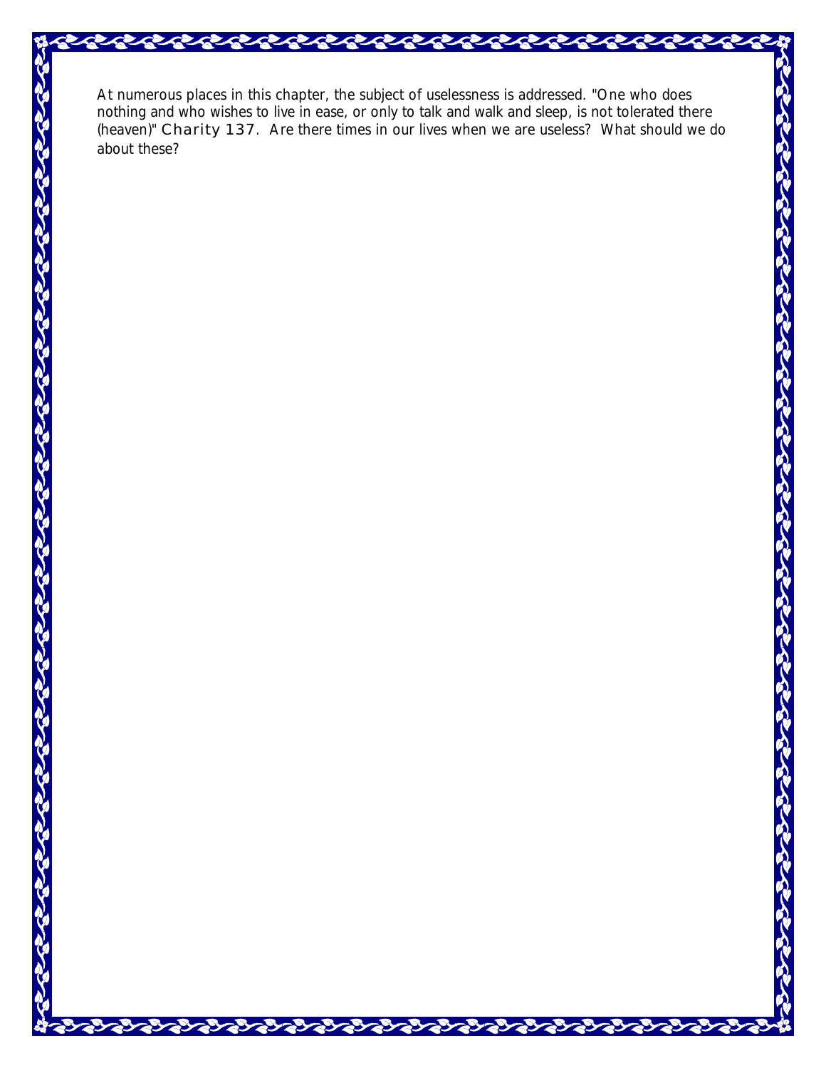At numerous places in this chapter, the subject of uselessness is addressed. "One who does nothing and who wishes to live in ease, or only to talk and walk and sleep, is not tolerated there (heaven)" Charity 137. Are there times in our lives when we are useless? What should we do about these?